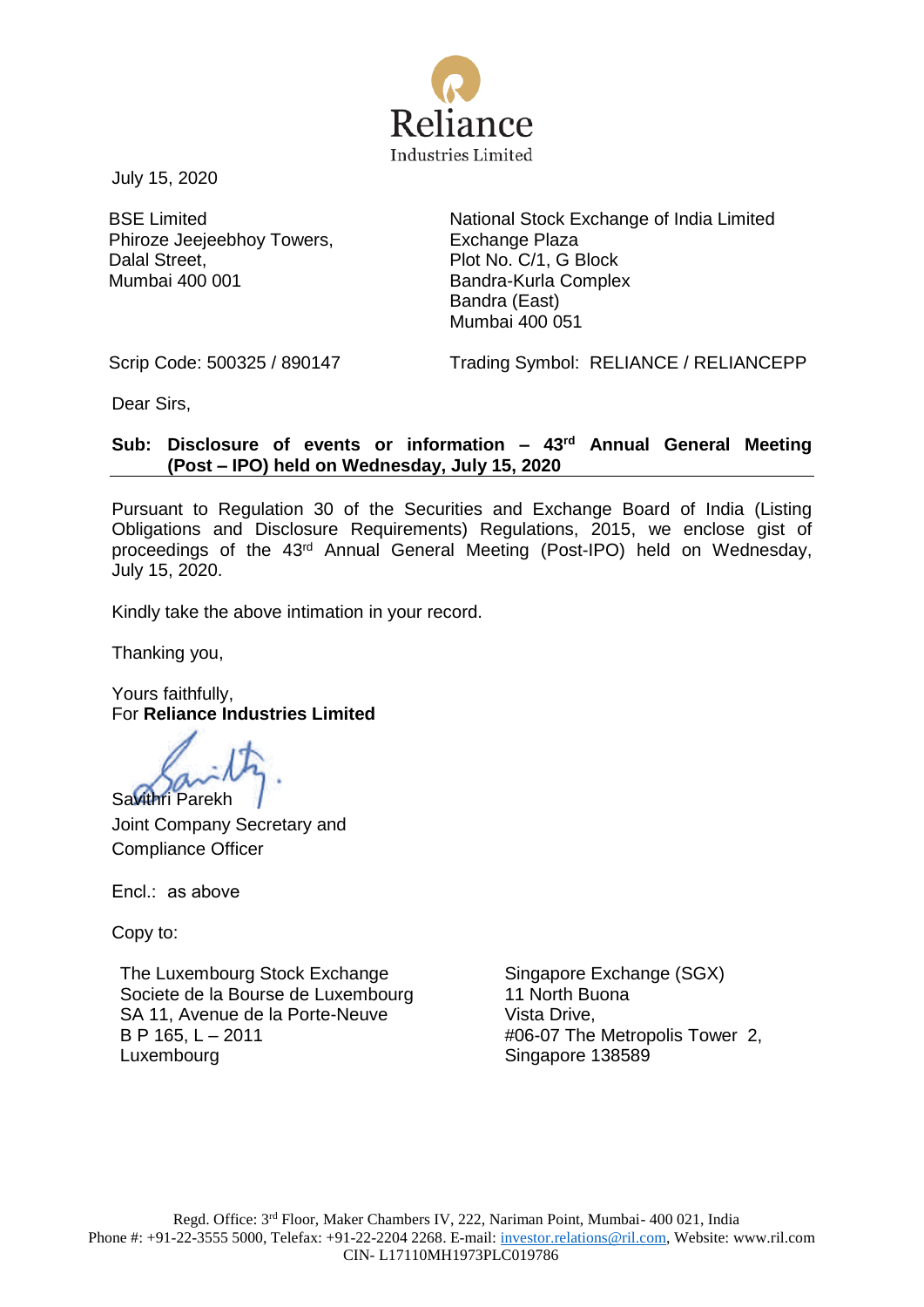Reliance
Industries Limited

July 15, 2020

BSE Limited
Phiroze Jeejeebhoy Towers,
Dalal Street,
Mumbai 400 001

National Stock Exchange of India Limited
Exchange Plaza
Plot No. C/1, G Block
Bandra-Kurla Complex
Bandra (East)
Mumbai 400 051

Scrip Code: 500325 / 890147

Trading Symbol: RELIANCE / RELIANCEPP

Dear Sirs,

**Sub: Disclosure of events or information – 43rd Annual General Meeting (Post – IPO) held on Wednesday, July 15, 2020**

Pursuant to Regulation 30 of the Securities and Exchange Board of India (Listing Obligations and Disclosure Requirements) Regulations, 2015, we enclose gist of proceedings of the 43rd Annual General Meeting (Post-IPO) held on Wednesday, July 15, 2020.

Kindly take the above intimation in your record.

Thanking you,

Yours faithfully,
For **Reliance Industries Limited**

Savithri Parekh
Joint Company Secretary and
Compliance Officer

Encl.: as above

Copy to:

The Luxembourg Stock Exchange
Societe de la Bourse de Luxembourg
SA 11, Avenue de la Porte-Neuve
B P 165, L – 2011
Luxembourg

Singapore Exchange (SGX)
11 North Buona
Vista Drive,
#06-07 The Metropolis Tower 2,
Singapore 138589

Regd. Office: 3rd Floor, Maker Chambers IV, 222, Nariman Point, Mumbai- 400 021, India
Phone #: +91-22-3555 5000, Telefax: +91-22-2204 2268. E-mail: investor.relations@ril.com, Website: www.ril.com
CIN- L17110MH1973PLC019786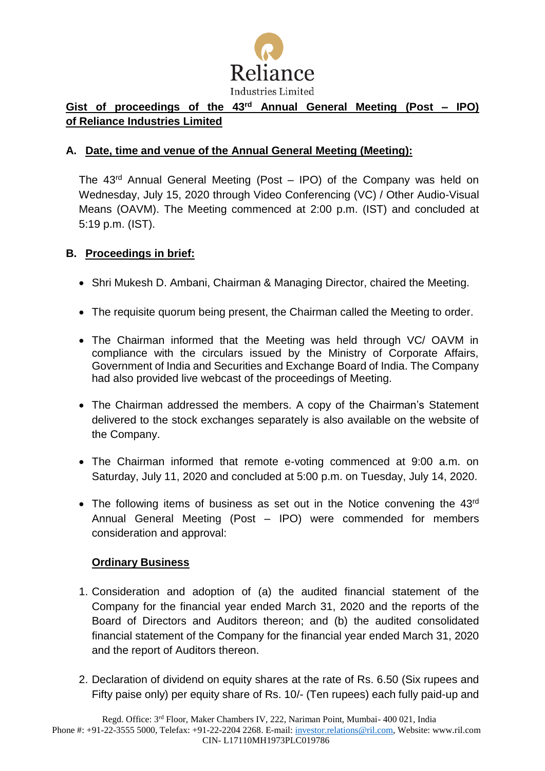Reliance Industries Limited

**Gist of proceedings of the 43rd Annual General Meeting (Post – IPO) of Reliance Industries Limited**

**A. Date, time and venue of the Annual General Meeting (Meeting):**

The 43rd Annual General Meeting (Post – IPO) of the Company was held on Wednesday, July 15, 2020 through Video Conferencing (VC) / Other Audio-Visual Means (OAVM). The Meeting commenced at 2:00 p.m. (IST) and concluded at 5:19 p.m. (IST).

**B. Proceedings in brief:**

- Shri Mukesh D. Ambani, Chairman & Managing Director, chaired the Meeting.
- The requisite quorum being present, the Chairman called the Meeting to order.
- The Chairman informed that the Meeting was held through VC/ OAVM in compliance with the circulars issued by the Ministry of Corporate Affairs, Government of India and Securities and Exchange Board of India. The Company had also provided live webcast of the proceedings of Meeting.
- The Chairman addressed the members. A copy of the Chairman's Statement delivered to the stock exchanges separately is also available on the website of the Company.
- The Chairman informed that remote e-voting commenced at 9:00 a.m. on Saturday, July 11, 2020 and concluded at 5:00 p.m. on Tuesday, July 14, 2020.
- The following items of business as set out in the Notice convening the 43rd Annual General Meeting (Post – IPO) were commended for members consideration and approval:

**Ordinary Business**

1. Consideration and adoption of (a) the audited financial statement of the Company for the financial year ended March 31, 2020 and the reports of the Board of Directors and Auditors thereon; and (b) the audited consolidated financial statement of the Company for the financial year ended March 31, 2020 and the report of Auditors thereon.
2. Declaration of dividend on equity shares at the rate of Rs. 6.50 (Six rupees and Fifty paise only) per equity share of Rs. 10/- (Ten rupees) each fully paid-up and

Regd. Office: 3rd Floor, Maker Chambers IV, 222, Nariman Point, Mumbai- 400 021, India
Phone #: +91-22-3555 5000, Telefax: +91-22-2204 2268. E-mail: investor.relations@ril.com, Website: www.ril.com
CIN- L17110MH1973PLC019786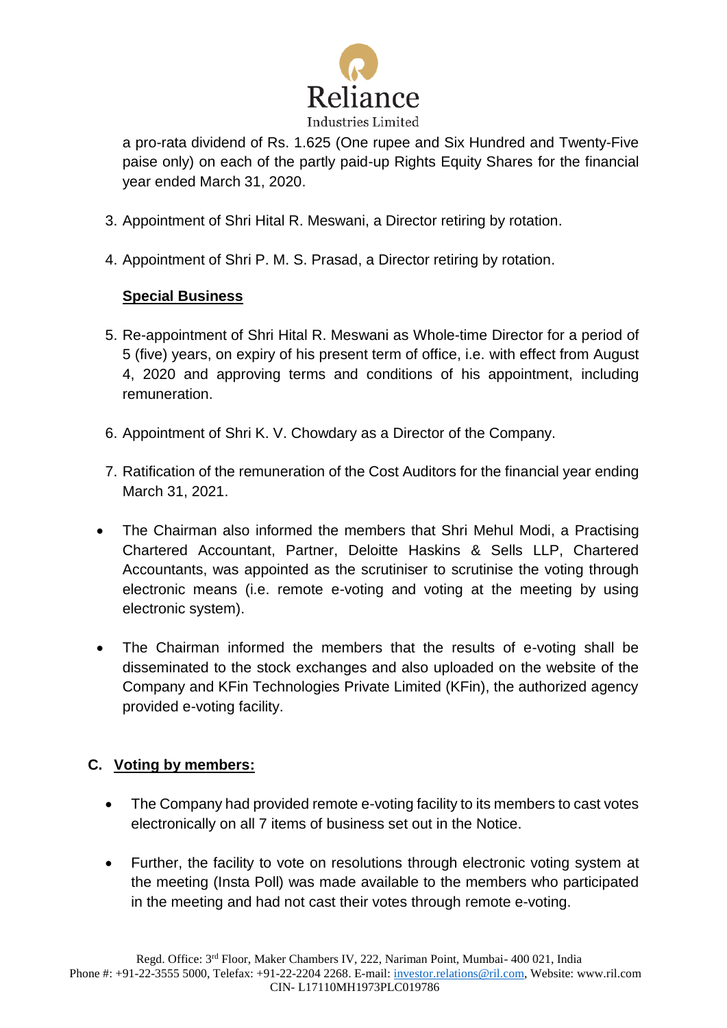a pro-rata dividend of Rs. 1.625 (One rupee and Six Hundred and Twenty-Five paise only) on each of the partly paid-up Rights Equity Shares for the financial year ended March 31, 2020.

3. Appointment of Shri Hital R. Meswani, a Director retiring by rotation.

4. Appointment of Shri P. M. S. Prasad, a Director retiring by rotation.

**Special Business**

5. Re-appointment of Shri Hital R. Meswani as Whole-time Director for a period of 5 (five) years, on expiry of his present term of office, i.e. with effect from August 4, 2020 and approving terms and conditions of his appointment, including remuneration.

6. Appointment of Shri K. V. Chowdary as a Director of the Company.

7. Ratification of the remuneration of the Cost Auditors for the financial year ending March 31, 2021.

- The Chairman also informed the members that Shri Mehul Modi, a Practising Chartered Accountant, Partner, Deloitte Haskins & Sells LLP, Chartered Accountants, was appointed as the scrutiniser to scrutinise the voting through electronic means (i.e. remote e-voting and voting at the meeting by using electronic system).

- The Chairman informed the members that the results of e-voting shall be disseminated to the stock exchanges and also uploaded on the website of the Company and KFin Technologies Private Limited (KFin), the authorized agency provided e-voting facility.

## C. Voting by members:

- The Company had provided remote e-voting facility to its members to cast votes electronically on all 7 items of business set out in the Notice.

- Further, the facility to vote on resolutions through electronic voting system at the meeting (Insta Poll) was made available to the members who participated in the meeting and had not cast their votes through remote e-voting.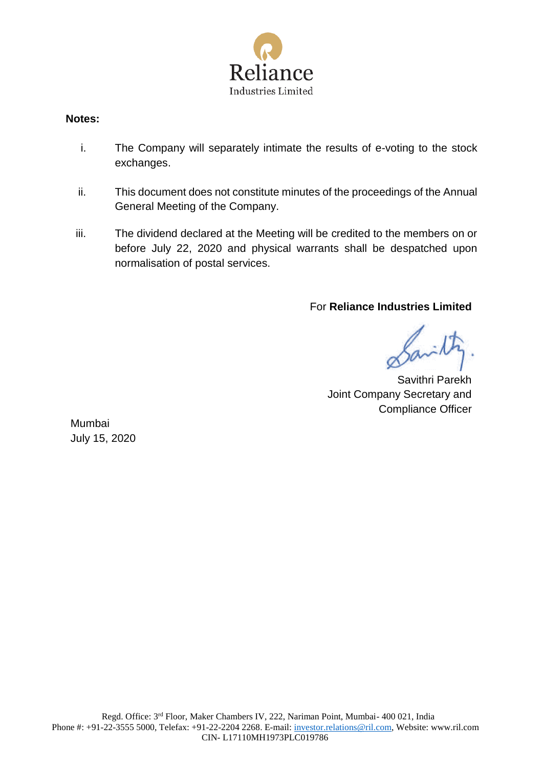**Notes:**

i. The Company will separately intimate the results of e-voting to the stock exchanges.

ii. This document does not constitute minutes of the proceedings of the Annual General Meeting of the Company.

iii. The dividend declared at the Meeting will be credited to the members on or before July 22, 2020 and physical warrants shall be despatched upon normalisation of postal services.

For **Reliance Industries Limited**

Savithri Parekh
Joint Company Secretary and
Compliance Officer

Mumbai
July 15, 2020